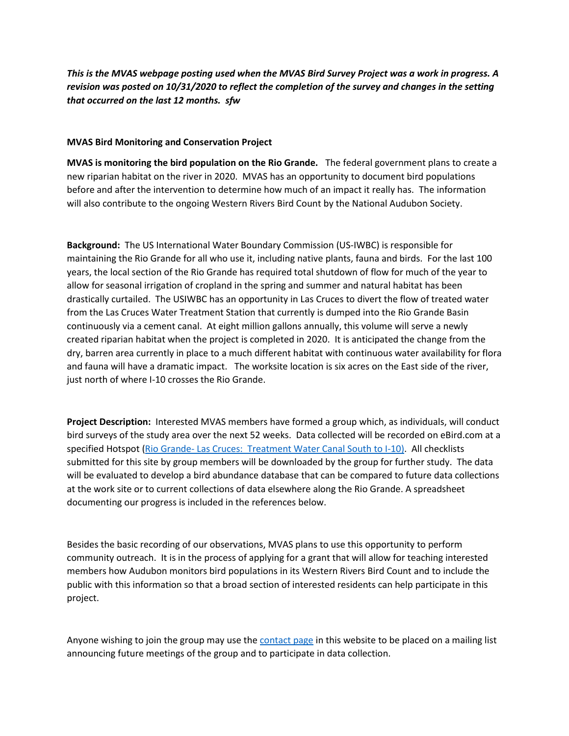***This is the MVAS webpage posting used when the MVAS Bird Survey Project was a work in progress. A revision was posted on 10/31/2020 to reflect the completion of the survey and changes in the setting that occurred on the last 12 months. sfw***

**MVAS Bird Monitoring and Conservation Project**

**MVAS is monitoring the bird population on the Rio Grande.** The federal government plans to create a new riparian habitat on the river in 2020. MVAS has an opportunity to document bird populations before and after the intervention to determine how much of an impact it really has. The information will also contribute to the ongoing Western Rivers Bird Count by the National Audubon Society.

**Background:** The US International Water Boundary Commission (US-IWBC) is responsible for maintaining the Rio Grande for all who use it, including native plants, fauna and birds. For the last 100 years, the local section of the Rio Grande has required total shutdown of flow for much of the year to allow for seasonal irrigation of cropland in the spring and summer and natural habitat has been drastically curtailed. The USIWBC has an opportunity in Las Cruces to divert the flow of treated water from the Las Cruces Water Treatment Station that currently is dumped into the Rio Grande Basin continuously via a cement canal. At eight million gallons annually, this volume will serve a newly created riparian habitat when the project is completed in 2020. It is anticipated the change from the dry, barren area currently in place to a much different habitat with continuous water availability for flora and fauna will have a dramatic impact. The worksite location is six acres on the East side of the river, just north of where I-10 crosses the Rio Grande.

**Project Description:** Interested MVAS members have formed a group which, as individuals, will conduct bird surveys of the study area over the next 52 weeks. Data collected will be recorded on eBird.com at a specified Hotspot (Rio Grande- Las Cruces: Treatment Water Canal South to I-10). All checklists submitted for this site by group members will be downloaded by the group for further study. The data will be evaluated to develop a bird abundance database that can be compared to future data collections at the work site or to current collections of data elsewhere along the Rio Grande. A spreadsheet documenting our progress is included in the references below.

Besides the basic recording of our observations, MVAS plans to use this opportunity to perform community outreach. It is in the process of applying for a grant that will allow for teaching interested members how Audubon monitors bird populations in its Western Rivers Bird Count and to include the public with this information so that a broad section of interested residents can help participate in this project.

Anyone wishing to join the group may use the contact page in this website to be placed on a mailing list announcing future meetings of the group and to participate in data collection.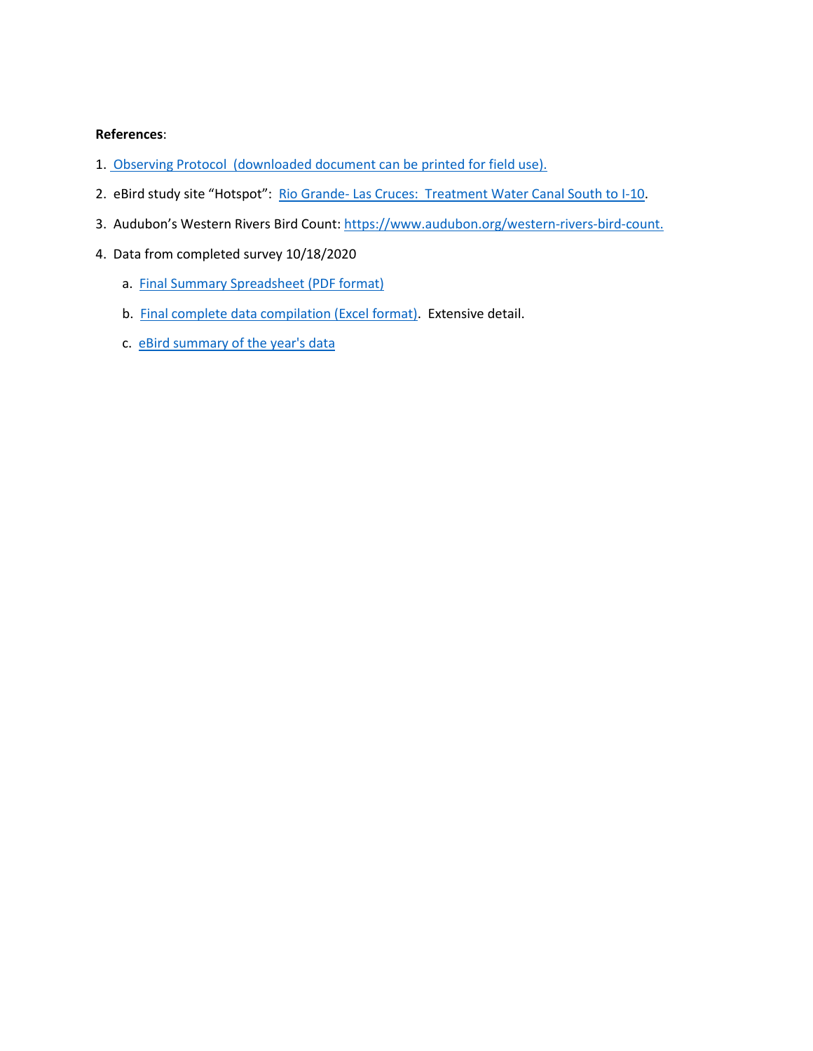**References**:

1. Observing Protocol (downloaded document can be printed for field use).
2. eBird study site "Hotspot": Rio Grande- Las Cruces: Treatment Water Canal South to I-10.
3. Audubon's Western Rivers Bird Count: https://www.audubon.org/western-rivers-bird-count.
4. Data from completed survey 10/18/2020
   a. Final Summary Spreadsheet (PDF format)
   b. Final complete data compilation (Excel format). Extensive detail.
   c. eBird summary of the year's data